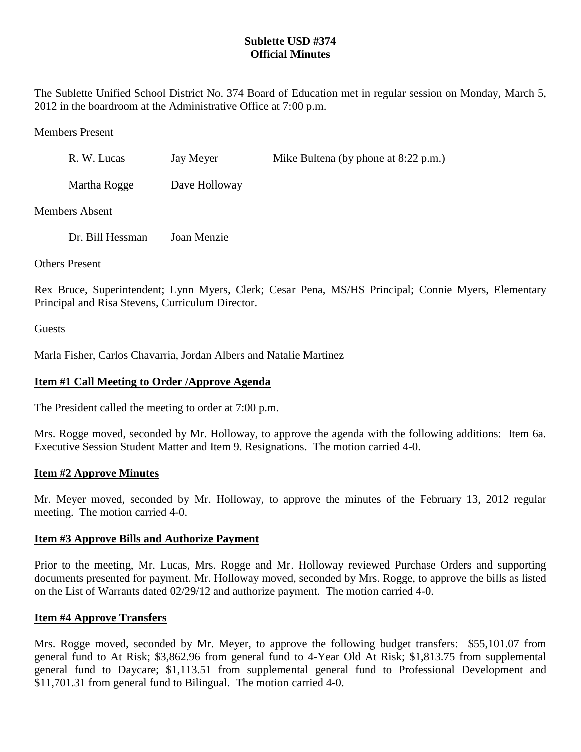**Sublette USD #374**
**Official Minutes**

The Sublette Unified School District No. 374 Board of Education met in regular session on Monday, March 5, 2012 in the boardroom at the Administrative Office at 7:00 p.m.

Members Present

R. W. Lucas    Jay Meyer    Mike Bultena (by phone at 8:22 p.m.)

Martha Rogge    Dave Holloway

Members Absent

Dr. Bill Hessman    Joan Menzie

Others Present

Rex Bruce, Superintendent; Lynn Myers, Clerk; Cesar Pena, MS/HS Principal; Connie Myers, Elementary Principal and Risa Stevens, Curriculum Director.

Guests

Marla Fisher, Carlos Chavarria, Jordan Albers and Natalie Martinez

## Item #1 Call Meeting to Order /Approve Agenda

The President called the meeting to order at 7:00 p.m.

Mrs. Rogge moved, seconded by Mr. Holloway, to approve the agenda with the following additions: Item 6a. Executive Session Student Matter and Item 9. Resignations. The motion carried 4-0.

## Item #2 Approve Minutes

Mr. Meyer moved, seconded by Mr. Holloway, to approve the minutes of the February 13, 2012 regular meeting. The motion carried 4-0.

## Item #3 Approve Bills and Authorize Payment

Prior to the meeting, Mr. Lucas, Mrs. Rogge and Mr. Holloway reviewed Purchase Orders and supporting documents presented for payment. Mr. Holloway moved, seconded by Mrs. Rogge, to approve the bills as listed on the List of Warrants dated 02/29/12 and authorize payment. The motion carried 4-0.

## Item #4 Approve Transfers

Mrs. Rogge moved, seconded by Mr. Meyer, to approve the following budget transfers: $55,101.07 from general fund to At Risk; $3,862.96 from general fund to 4-Year Old At Risk; $1,813.75 from supplemental general fund to Daycare; $1,113.51 from supplemental general fund to Professional Development and $11,701.31 from general fund to Bilingual. The motion carried 4-0.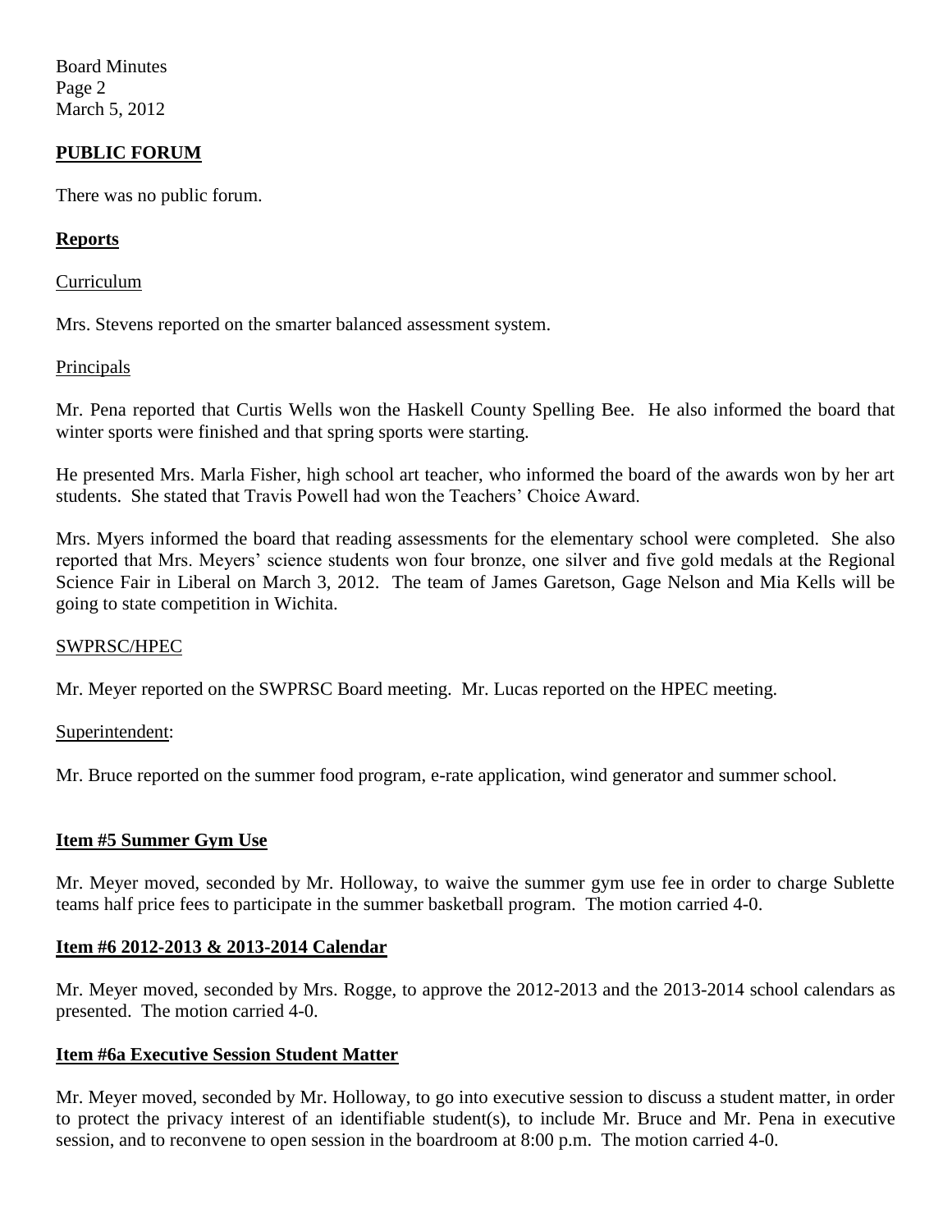## **PUBLIC FORUM**

There was no public forum.

## **Reports**

Curriculum

Mrs. Stevens reported on the smarter balanced assessment system.

Principals

Mr. Pena reported that Curtis Wells won the Haskell County Spelling Bee. He also informed the board that winter sports were finished and that spring sports were starting.

He presented Mrs. Marla Fisher, high school art teacher, who informed the board of the awards won by her art students. She stated that Travis Powell had won the Teachers' Choice Award.

Mrs. Myers informed the board that reading assessments for the elementary school were completed. She also reported that Mrs. Meyers' science students won four bronze, one silver and five gold medals at the Regional Science Fair in Liberal on March 3, 2012. The team of James Garetson, Gage Nelson and Mia Kells will be going to state competition in Wichita.

SWPRSC/HPEC

Mr. Meyer reported on the SWPRSC Board meeting. Mr. Lucas reported on the HPEC meeting.

Superintendent:

Mr. Bruce reported on the summer food program, e-rate application, wind generator and summer school.

## **Item #5 Summer Gym Use**

Mr. Meyer moved, seconded by Mr. Holloway, to waive the summer gym use fee in order to charge Sublette teams half price fees to participate in the summer basketball program. The motion carried 4-0.

## **Item #6 2012-2013 & 2013-2014 Calendar**

Mr. Meyer moved, seconded by Mrs. Rogge, to approve the 2012-2013 and the 2013-2014 school calendars as presented. The motion carried 4-0.

## **Item #6a Executive Session Student Matter**

Mr. Meyer moved, seconded by Mr. Holloway, to go into executive session to discuss a student matter, in order to protect the privacy interest of an identifiable student(s), to include Mr. Bruce and Mr. Pena in executive session, and to reconvene to open session in the boardroom at 8:00 p.m. The motion carried 4-0.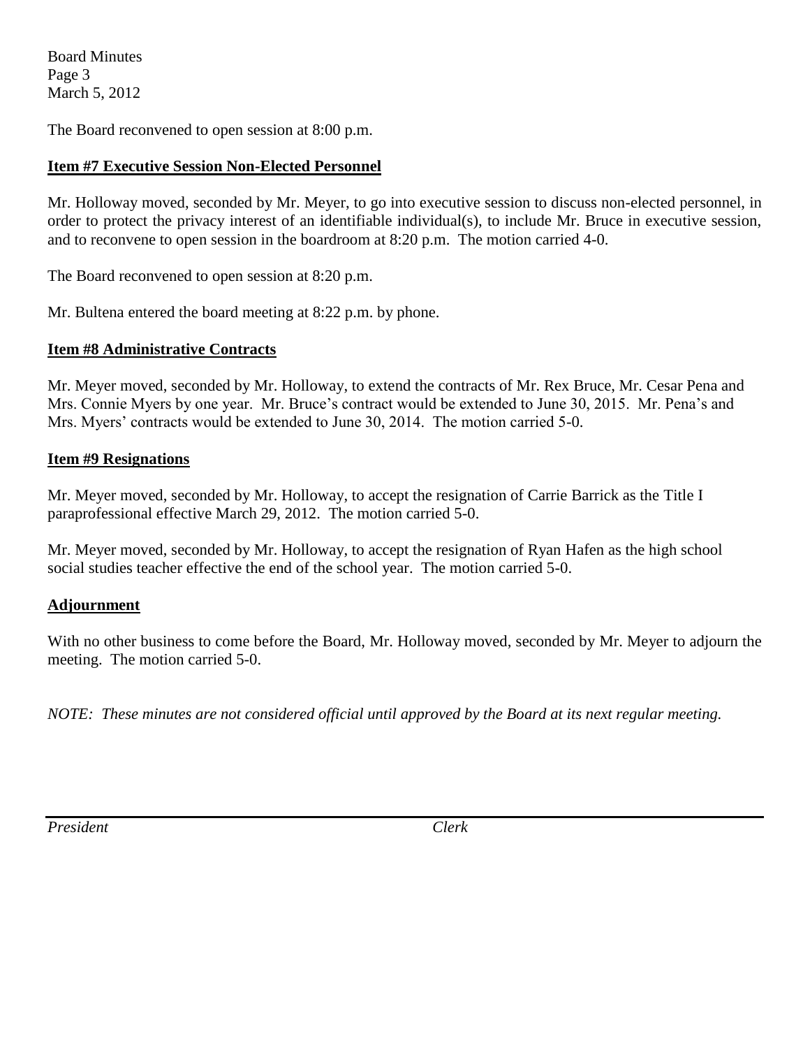The Board reconvened to open session at 8:00 p.m.

## Item #7 Executive Session Non-Elected Personnel

Mr. Holloway moved, seconded by Mr. Meyer, to go into executive session to discuss non-elected personnel, in order to protect the privacy interest of an identifiable individual(s), to include Mr. Bruce in executive session, and to reconvene to open session in the boardroom at 8:20 p.m. The motion carried 4-0.

The Board reconvened to open session at 8:20 p.m.

Mr. Bultena entered the board meeting at 8:22 p.m. by phone.

## Item #8 Administrative Contracts

Mr. Meyer moved, seconded by Mr. Holloway, to extend the contracts of Mr. Rex Bruce, Mr. Cesar Pena and Mrs. Connie Myers by one year. Mr. Bruce's contract would be extended to June 30, 2015. Mr. Pena's and Mrs. Myers' contracts would be extended to June 30, 2014. The motion carried 5-0.

## Item #9 Resignations

Mr. Meyer moved, seconded by Mr. Holloway, to accept the resignation of Carrie Barrick as the Title I paraprofessional effective March 29, 2012. The motion carried 5-0.

Mr. Meyer moved, seconded by Mr. Holloway, to accept the resignation of Ryan Hafen as the high school social studies teacher effective the end of the school year. The motion carried 5-0.

## Adjournment

With no other business to come before the Board, Mr. Holloway moved, seconded by Mr. Meyer to adjourn the meeting. The motion carried 5-0.

*NOTE: These minutes are not considered official until approved by the Board at its next regular meeting.*

*President* *Clerk*